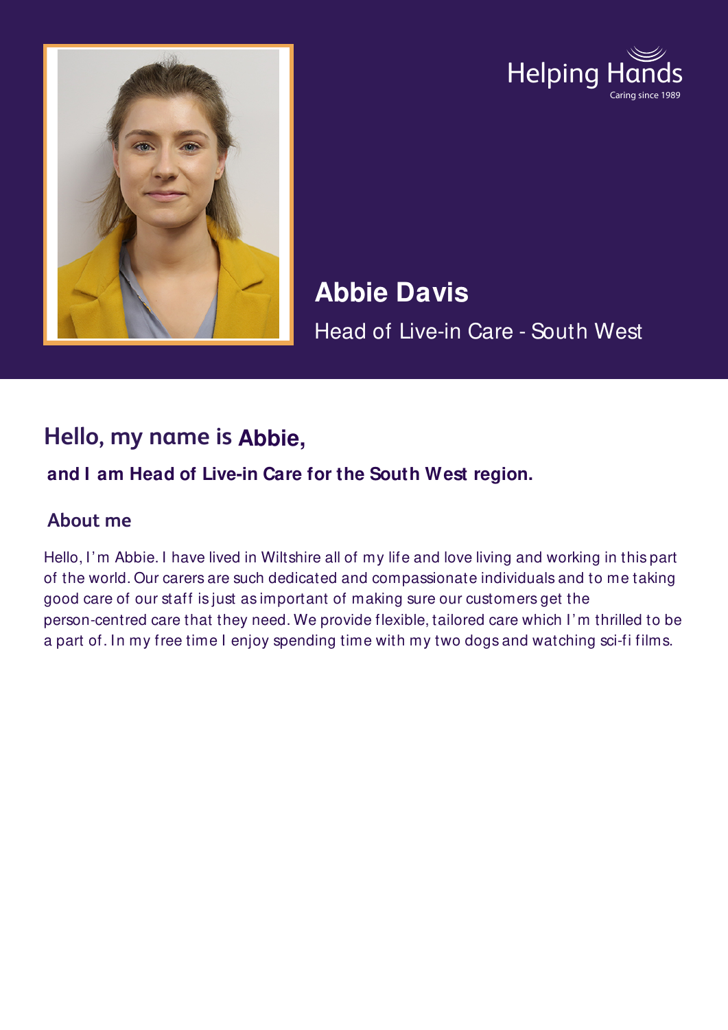Helping Hands
Caring since 1989

# Abbie Davis

Head of Live-in Care - South West

## Hello, my name is **Abbie,**

### and I am Head of Live-in Care for the South West region.

### About me

Hello, I'm Abbie. I have lived in Wiltshire all of my life and love living and working in this part of the world. Our carers are such dedicated and compassionate individuals and to me taking good care of our staff is just as important of making sure our customers get the person-centred care that they need. We provide flexible, tailored care which I'm thrilled to be a part of. In my free time I enjoy spending time with my two dogs and watching sci-fi films.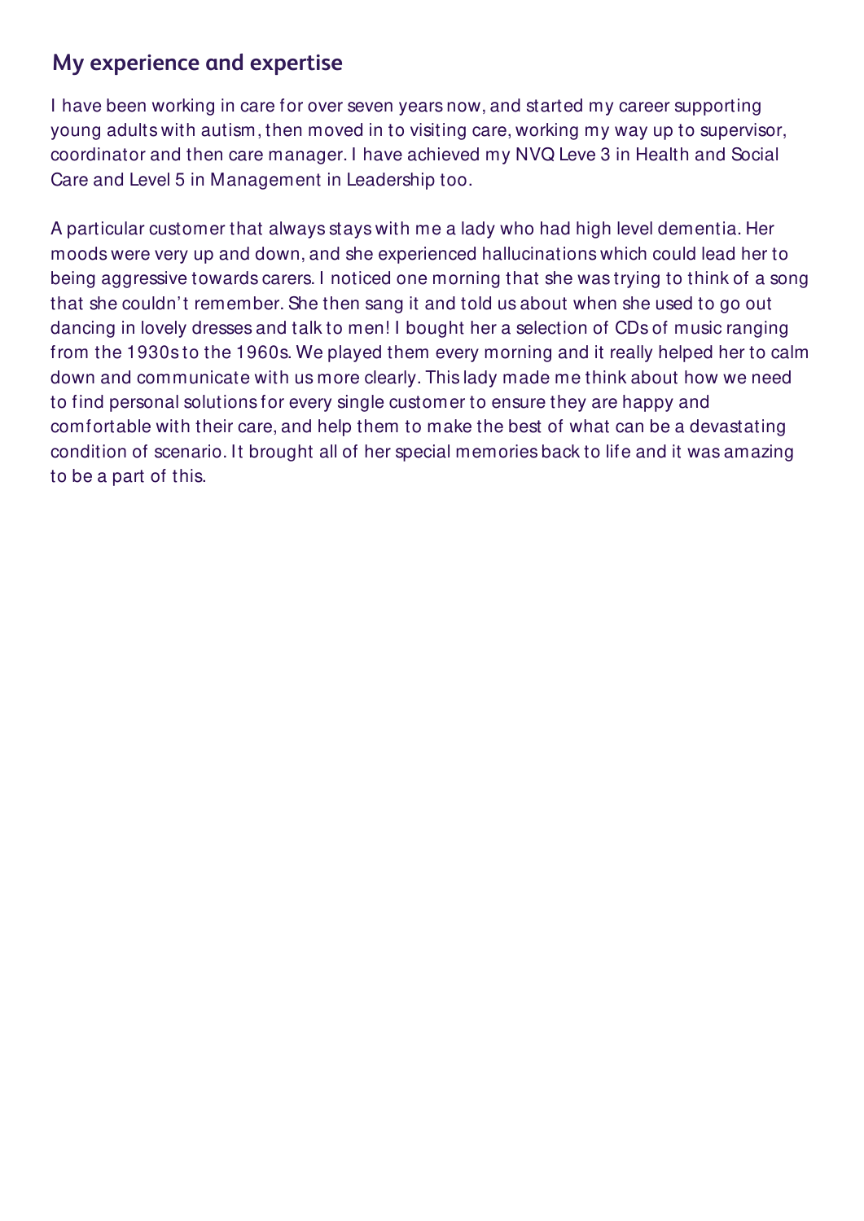## My experience and expertise

I have been working in care for over seven years now, and started my career supporting young adults with autism, then moved in to visiting care, working my way up to supervisor, coordinator and then care manager. I have achieved my NVQ Leve 3 in Health and Social Care and Level 5 in Management in Leadership too.

A particular customer that always stays with me a lady who had high level dementia. Her moods were very up and down, and she experienced hallucinations which could lead her to being aggressive towards carers. I noticed one morning that she was trying to think of a song that she couldn't remember. She then sang it and told us about when she used to go out dancing in lovely dresses and talk to men! I bought her a selection of CDs of music ranging from the 1930s to the 1960s. We played them every morning and it really helped her to calm down and communicate with us more clearly. This lady made me think about how we need to find personal solutions for every single customer to ensure they are happy and comfortable with their care, and help them to make the best of what can be a devastating condition of scenario. It brought all of her special memories back to life and it was amazing to be a part of this.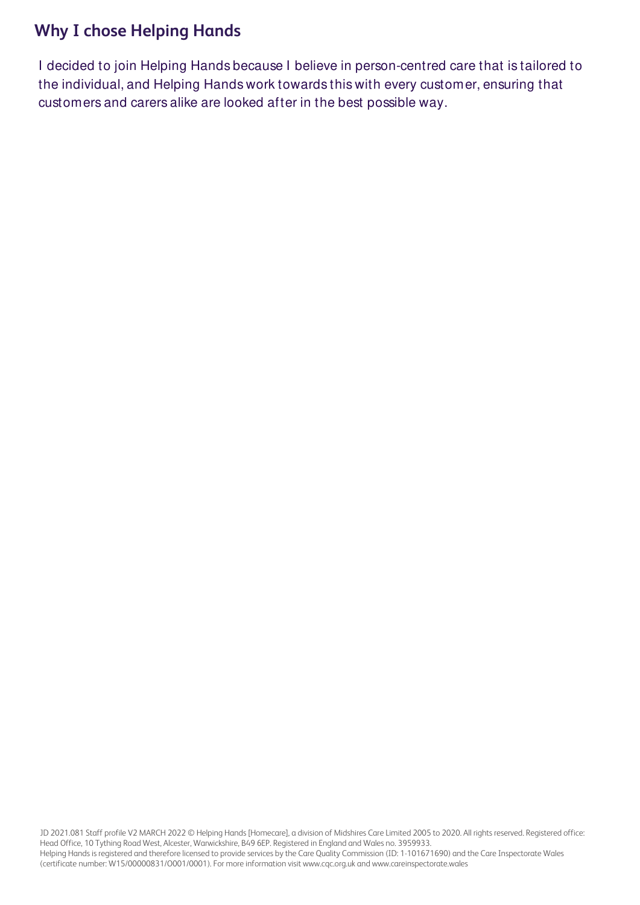## Why I chose Helping Hands

I decided to join Helping Hands because I believe in person-centred care that is tailored to the individual, and Helping Hands work towards this with every customer, ensuring that customers and carers alike are looked after in the best possible way.